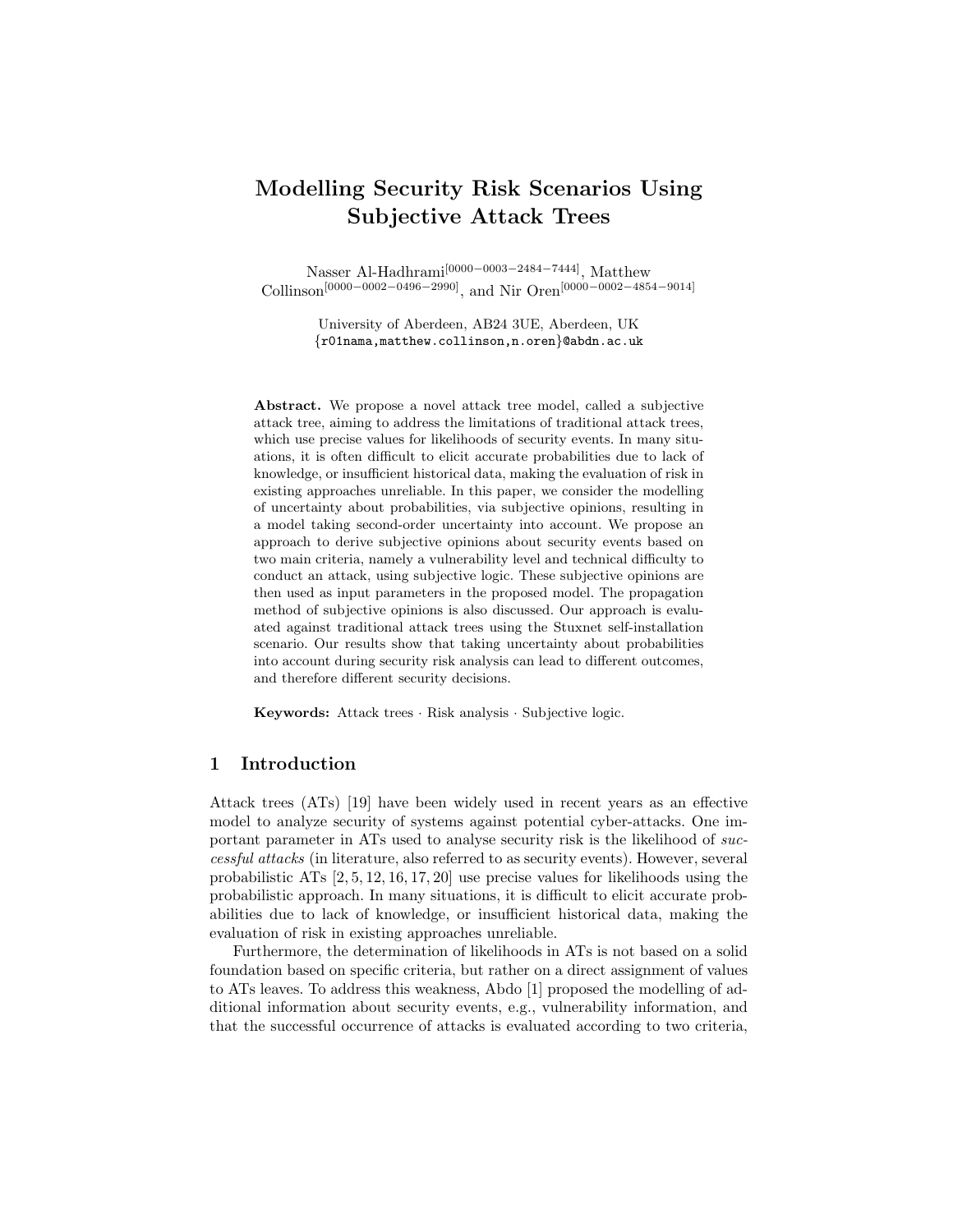# Modelling Security Risk Scenarios Using Subjective Attack Trees

Nasser Al-Hadhrami[0000−0003−2484−7444], Matthew Collinson[0000−0002−0496−2990], and Nir Oren[0000−0002−4854−9014]

University of Aberdeen, AB24 3UE, Aberdeen, UK
{r01nama,matthew.collinson,n.oren}@abdn.ac.uk

**Abstract.** We propose a novel attack tree model, called a subjective attack tree, aiming to address the limitations of traditional attack trees, which use precise values for likelihoods of security events. In many situations, it is often difficult to elicit accurate probabilities due to lack of knowledge, or insufficient historical data, making the evaluation of risk in existing approaches unreliable. In this paper, we consider the modelling of uncertainty about probabilities, via subjective opinions, resulting in a model taking second-order uncertainty into account. We propose an approach to derive subjective opinions about security events based on two main criteria, namely a vulnerability level and technical difficulty to conduct an attack, using subjective logic. These subjective opinions are then used as input parameters in the proposed model. The propagation method of subjective opinions is also discussed. Our approach is evaluated against traditional attack trees using the Stuxnet self-installation scenario. Our results show that taking uncertainty about probabilities into account during security risk analysis can lead to different outcomes, and therefore different security decisions.

**Keywords:** Attack trees · Risk analysis · Subjective logic.

## 1 Introduction

Attack trees (ATs) [19] have been widely used in recent years as an effective model to analyze security of systems against potential cyber-attacks. One important parameter in ATs used to analyse security risk is the likelihood of *successful attacks* (in literature, also referred to as security events). However, several probabilistic ATs [2, 5, 12, 16, 17, 20] use precise values for likelihoods using the probabilistic approach. In many situations, it is difficult to elicit accurate probabilities due to lack of knowledge, or insufficient historical data, making the evaluation of risk in existing approaches unreliable.

Furthermore, the determination of likelihoods in ATs is not based on a solid foundation based on specific criteria, but rather on a direct assignment of values to ATs leaves. To address this weakness, Abdo [1] proposed the modelling of additional information about security events, e.g., vulnerability information, and that the successful occurrence of attacks is evaluated according to two criteria,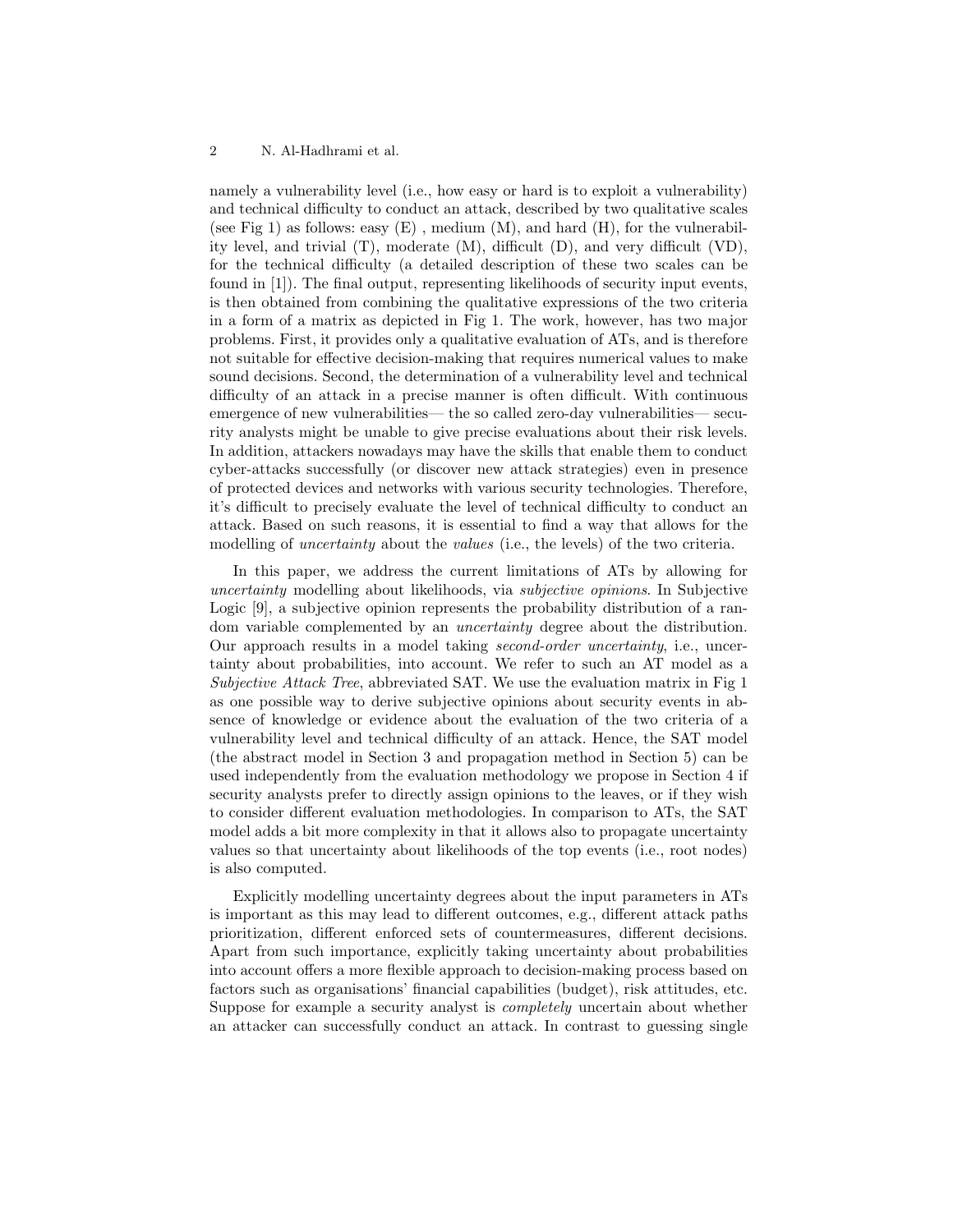namely a vulnerability level (i.e., how easy or hard is to exploit a vulnerability) and technical difficulty to conduct an attack, described by two qualitative scales (see Fig 1) as follows: easy (E) , medium (M), and hard (H), for the vulnerability level, and trivial (T), moderate (M), difficult (D), and very difficult (VD), for the technical difficulty (a detailed description of these two scales can be found in [1]). The final output, representing likelihoods of security input events, is then obtained from combining the qualitative expressions of the two criteria in a form of a matrix as depicted in Fig 1. The work, however, has two major problems. First, it provides only a qualitative evaluation of ATs, and is therefore not suitable for effective decision-making that requires numerical values to make sound decisions. Second, the determination of a vulnerability level and technical difficulty of an attack in a precise manner is often difficult. With continuous emergence of new vulnerabilities— the so called zero-day vulnerabilities— security analysts might be unable to give precise evaluations about their risk levels. In addition, attackers nowadays may have the skills that enable them to conduct cyber-attacks successfully (or discover new attack strategies) even in presence of protected devices and networks with various security technologies. Therefore, it's difficult to precisely evaluate the level of technical difficulty to conduct an attack. Based on such reasons, it is essential to find a way that allows for the modelling of *uncertainty* about the *values* (i.e., the levels) of the two criteria.

In this paper, we address the current limitations of ATs by allowing for *uncertainty* modelling about likelihoods, via *subjective opinions*. In Subjective Logic [9], a subjective opinion represents the probability distribution of a random variable complemented by an *uncertainty* degree about the distribution. Our approach results in a model taking *second-order uncertainty*, i.e., uncertainty about probabilities, into account. We refer to such an AT model as a *Subjective Attack Tree*, abbreviated SAT. We use the evaluation matrix in Fig 1 as one possible way to derive subjective opinions about security events in absence of knowledge or evidence about the evaluation of the two criteria of a vulnerability level and technical difficulty of an attack. Hence, the SAT model (the abstract model in Section 3 and propagation method in Section 5) can be used independently from the evaluation methodology we propose in Section 4 if security analysts prefer to directly assign opinions to the leaves, or if they wish to consider different evaluation methodologies. In comparison to ATs, the SAT model adds a bit more complexity in that it allows also to propagate uncertainty values so that uncertainty about likelihoods of the top events (i.e., root nodes) is also computed.

Explicitly modelling uncertainty degrees about the input parameters in ATs is important as this may lead to different outcomes, e.g., different attack paths prioritization, different enforced sets of countermeasures, different decisions. Apart from such importance, explicitly taking uncertainty about probabilities into account offers a more flexible approach to decision-making process based on factors such as organisations' financial capabilities (budget), risk attitudes, etc. Suppose for example a security analyst is *completely* uncertain about whether an attacker can successfully conduct an attack. In contrast to guessing single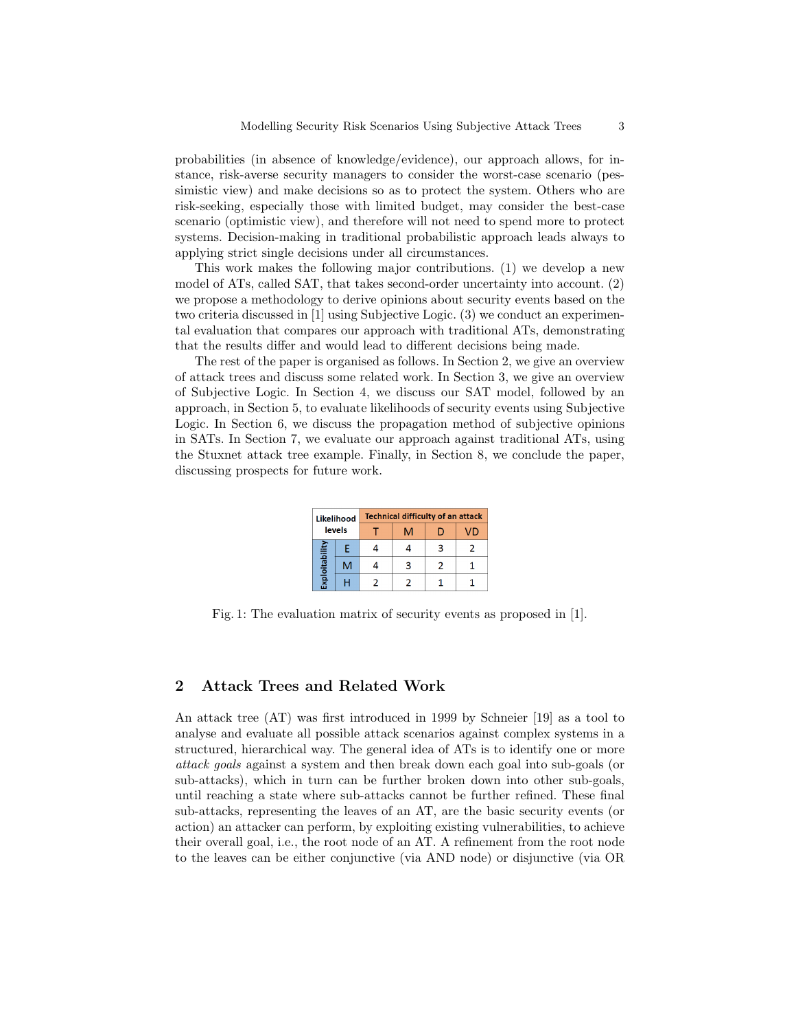probabilities (in absence of knowledge/evidence), our approach allows, for instance, risk-averse security managers to consider the worst-case scenario (pessimistic view) and make decisions so as to protect the system. Others who are risk-seeking, especially those with limited budget, may consider the best-case scenario (optimistic view), and therefore will not need to spend more to protect systems. Decision-making in traditional probabilistic approach leads always to applying strict single decisions under all circumstances.

This work makes the following major contributions. (1) we develop a new model of ATs, called SAT, that takes second-order uncertainty into account. (2) we propose a methodology to derive opinions about security events based on the two criteria discussed in [1] using Subjective Logic. (3) we conduct an experimental evaluation that compares our approach with traditional ATs, demonstrating that the results differ and would lead to different decisions being made.

The rest of the paper is organised as follows. In Section 2, we give an overview of attack trees and discuss some related work. In Section 3, we give an overview of Subjective Logic. In Section 4, we discuss our SAT model, followed by an approach, in Section 5, to evaluate likelihoods of security events using Subjective Logic. In Section 6, we discuss the propagation method of subjective opinions in SATs. In Section 7, we evaluate our approach against traditional ATs, using the Stuxnet attack tree example. Finally, in Section 8, we conclude the paper, discussing prospects for future work.

| Likelihood levels | | Technical difficulty of an attack | | | |
|---|---|---|---|---|---|
| | | T | M | D | VD |
| Exploitability | E | 4 | 4 | 3 | 2 |
| | M | 4 | 3 | 2 | 1 |
| | H | 2 | 2 | 1 | 1 |

Fig. 1: The evaluation matrix of security events as proposed in [1].

## 2 Attack Trees and Related Work

An attack tree (AT) was first introduced in 1999 by Schneier [19] as a tool to analyse and evaluate all possible attack scenarios against complex systems in a structured, hierarchical way. The general idea of ATs is to identify one or more *attack goals* against a system and then break down each goal into sub-goals (or sub-attacks), which in turn can be further broken down into other sub-goals, until reaching a state where sub-attacks cannot be further refined. These final sub-attacks, representing the leaves of an AT, are the basic security events (or action) an attacker can perform, by exploiting existing vulnerabilities, to achieve their overall goal, i.e., the root node of an AT. A refinement from the root node to the leaves can be either conjunctive (via AND node) or disjunctive (via OR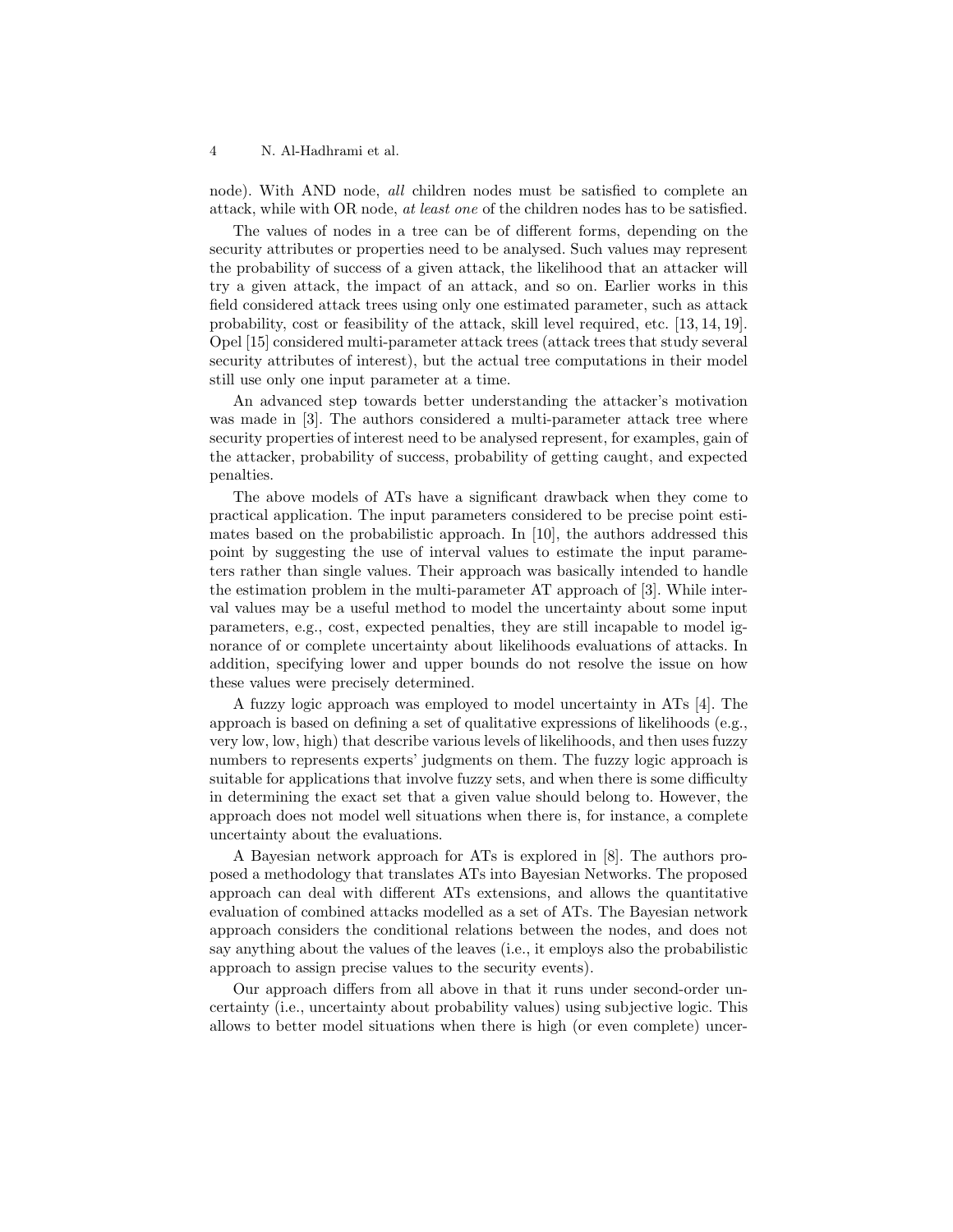node). With AND node, *all* children nodes must be satisfied to complete an attack, while with OR node, *at least one* of the children nodes has to be satisfied.

The values of nodes in a tree can be of different forms, depending on the security attributes or properties need to be analysed. Such values may represent the probability of success of a given attack, the likelihood that an attacker will try a given attack, the impact of an attack, and so on. Earlier works in this field considered attack trees using only one estimated parameter, such as attack probability, cost or feasibility of the attack, skill level required, etc. [13, 14, 19]. Opel [15] considered multi-parameter attack trees (attack trees that study several security attributes of interest), but the actual tree computations in their model still use only one input parameter at a time.

An advanced step towards better understanding the attacker's motivation was made in [3]. The authors considered a multi-parameter attack tree where security properties of interest need to be analysed represent, for examples, gain of the attacker, probability of success, probability of getting caught, and expected penalties.

The above models of ATs have a significant drawback when they come to practical application. The input parameters considered to be precise point estimates based on the probabilistic approach. In [10], the authors addressed this point by suggesting the use of interval values to estimate the input parameters rather than single values. Their approach was basically intended to handle the estimation problem in the multi-parameter AT approach of [3]. While interval values may be a useful method to model the uncertainty about some input parameters, e.g., cost, expected penalties, they are still incapable to model ignorance of or complete uncertainty about likelihoods evaluations of attacks. In addition, specifying lower and upper bounds do not resolve the issue on how these values were precisely determined.

A fuzzy logic approach was employed to model uncertainty in ATs [4]. The approach is based on defining a set of qualitative expressions of likelihoods (e.g., very low, low, high) that describe various levels of likelihoods, and then uses fuzzy numbers to represents experts' judgments on them. The fuzzy logic approach is suitable for applications that involve fuzzy sets, and when there is some difficulty in determining the exact set that a given value should belong to. However, the approach does not model well situations when there is, for instance, a complete uncertainty about the evaluations.

A Bayesian network approach for ATs is explored in [8]. The authors proposed a methodology that translates ATs into Bayesian Networks. The proposed approach can deal with different ATs extensions, and allows the quantitative evaluation of combined attacks modelled as a set of ATs. The Bayesian network approach considers the conditional relations between the nodes, and does not say anything about the values of the leaves (i.e., it employs also the probabilistic approach to assign precise values to the security events).

Our approach differs from all above in that it runs under second-order uncertainty (i.e., uncertainty about probability values) using subjective logic. This allows to better model situations when there is high (or even complete) uncer-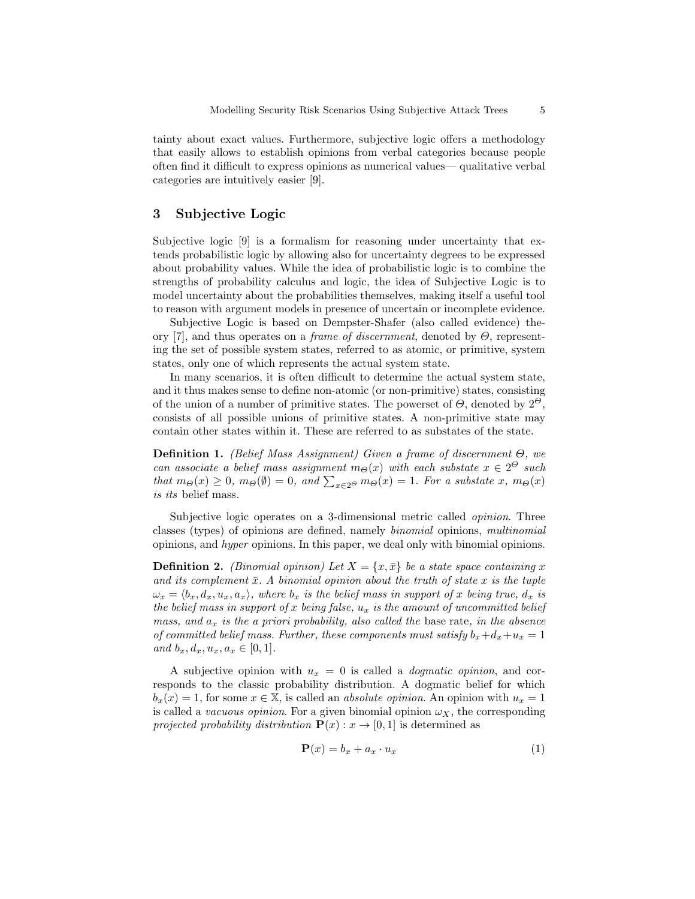tainty about exact values. Furthermore, subjective logic offers a methodology that easily allows to establish opinions from verbal categories because people often find it difficult to express opinions as numerical values— qualitative verbal categories are intuitively easier [9].

## 3 Subjective Logic

Subjective logic [9] is a formalism for reasoning under uncertainty that extends probabilistic logic by allowing also for uncertainty degrees to be expressed about probability values. While the idea of probabilistic logic is to combine the strengths of probability calculus and logic, the idea of Subjective Logic is to model uncertainty about the probabilities themselves, making itself a useful tool to reason with argument models in presence of uncertain or incomplete evidence.

Subjective Logic is based on Dempster-Shafer (also called evidence) theory [7], and thus operates on a *frame of discernment*, denoted by $\Theta$, representing the set of possible system states, referred to as atomic, or primitive, system states, only one of which represents the actual system state.

In many scenarios, it is often difficult to determine the actual system state, and it thus makes sense to define non-atomic (or non-primitive) states, consisting of the union of a number of primitive states. The powerset of $\Theta$, denoted by $2^{\Theta}$, consists of all possible unions of primitive states. A non-primitive state may contain other states within it. These are referred to as substates of the state.

**Definition 1.** *(Belief Mass Assignment) Given a frame of discernment $\Theta$, we can associate a belief mass assignment $m_{\Theta}(x)$ with each substate $x \in 2^{\Theta}$ such that $m_{\Theta}(x) \geq 0$, $m_{\Theta}(\emptyset) = 0$, and $\sum_{x \in 2^{\Theta}} m_{\Theta}(x) = 1$. For a substate $x$, $m_{\Theta}(x)$ is its* belief mass.

Subjective logic operates on a 3-dimensional metric called *opinion*. Three classes (types) of opinions are defined, namely *binomial* opinions, *multinomial* opinions, and *hyper* opinions. In this paper, we deal only with binomial opinions.

**Definition 2.** *(Binomial opinion) Let $X = \{x, \bar{x}\}$ be a state space containing $x$ and its complement $\bar{x}$. A binomial opinion about the truth of state $x$ is the tuple $\omega_x = \langle b_x, d_x, u_x, a_x \rangle$, where $b_x$ is the belief mass in support of $x$ being true, $d_x$ is the belief mass in support of $x$ being false, $u_x$ is the amount of uncommitted belief mass, and $a_x$ is the a priori probability, also called the* base rate*, in the absence of committed belief mass. Further, these components must satisfy $b_x + d_x + u_x = 1$ and $b_x, d_x, u_x, a_x \in [0, 1]$.*

A subjective opinion with $u_x = 0$ is called a *dogmatic opinion*, and corresponds to the classic probability distribution. A dogmatic belief for which $b_x(x) = 1$, for some $x \in \mathbb{X}$, is called an *absolute opinion*. An opinion with $u_x = 1$ is called a *vacuous opinion*. For a given binomial opinion $\omega_X$, the corresponding *projected probability distribution* $\mathbf{P}(x) : x \to [0, 1]$ is determined as

$$\mathbf{P}(x) = b_x + a_x \cdot u_x \tag{1}$$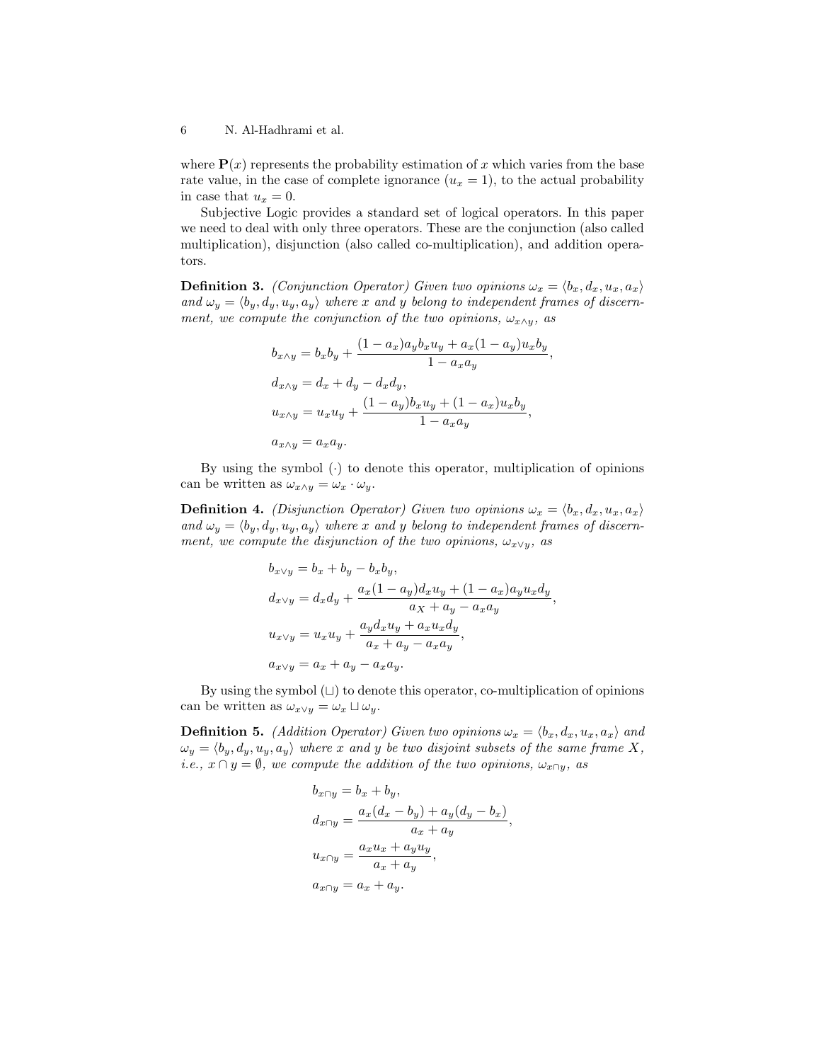where $\mathbf{P}(x)$ represents the probability estimation of $x$ which varies from the base rate value, in the case of complete ignorance ($u_x = 1$), to the actual probability in case that $u_x = 0$.

Subjective Logic provides a standard set of logical operators. In this paper we need to deal with only three operators. These are the conjunction (also called multiplication), disjunction (also called co-multiplication), and addition operators.

**Definition 3.** *(Conjunction Operator) Given two opinions $\omega_x = \langle b_x, d_x, u_x, a_x \rangle$ and $\omega_y = \langle b_y, d_y, u_y, a_y \rangle$ where $x$ and $y$ belong to independent frames of discernment, we compute the conjunction of the two opinions, $\omega_{x \wedge y}$, as*

$$
\begin{aligned}
b_{x\wedge y} &= b_x b_y + \frac{(1-a_x)a_y b_x u_y + a_x(1-a_y)u_x b_y}{1-a_x a_y},\\
d_{x\wedge y} &= d_x + d_y - d_x d_y,\\
u_{x\wedge y} &= u_x u_y + \frac{(1-a_y)b_x u_y + (1-a_x)u_x b_y}{1-a_x a_y},\\
a_{x\wedge y} &= a_x a_y.
\end{aligned}
$$

By using the symbol $(\cdot)$ to denote this operator, multiplication of opinions can be written as $\omega_{x\wedge y} = \omega_x \cdot \omega_y$.

**Definition 4.** *(Disjunction Operator) Given two opinions $\omega_x = \langle b_x, d_x, u_x, a_x \rangle$ and $\omega_y = \langle b_y, d_y, u_y, a_y \rangle$ where $x$ and $y$ belong to independent frames of discernment, we compute the disjunction of the two opinions, $\omega_{x\vee y}$, as*

$$
\begin{aligned}
b_{x\vee y} &= b_x + b_y - b_x b_y,\\
d_{x\vee y} &= d_x d_y + \frac{a_x(1-a_y)d_x u_y + (1-a_x)a_y u_x d_y}{a_X + a_y - a_x a_y},\\
u_{x\vee y} &= u_x u_y + \frac{a_y d_x u_y + a_x u_x d_y}{a_x + a_y - a_x a_y},\\
a_{x\vee y} &= a_x + a_y - a_x a_y.
\end{aligned}
$$

By using the symbol $(\sqcup)$ to denote this operator, co-multiplication of opinions can be written as $\omega_{x\vee y} = \omega_x \sqcup \omega_y$.

**Definition 5.** *(Addition Operator) Given two opinions $\omega_x = \langle b_x, d_x, u_x, a_x \rangle$ and $\omega_y = \langle b_y, d_y, u_y, a_y \rangle$ where $x$ and $y$ be two disjoint subsets of the same frame $X$, i.e., $x \cap y = \emptyset$, we compute the addition of the two opinions, $\omega_{x\cap y}$, as*

$$
\begin{aligned}
b_{x\cap y} &= b_x + b_y,\\
d_{x\cap y} &= \frac{a_x(d_x - b_y) + a_y(d_y - b_x)}{a_x + a_y},\\
u_{x\cap y} &= \frac{a_x u_x + a_y u_y}{a_x + a_y},\\
a_{x\cap y} &= a_x + a_y.
\end{aligned}
$$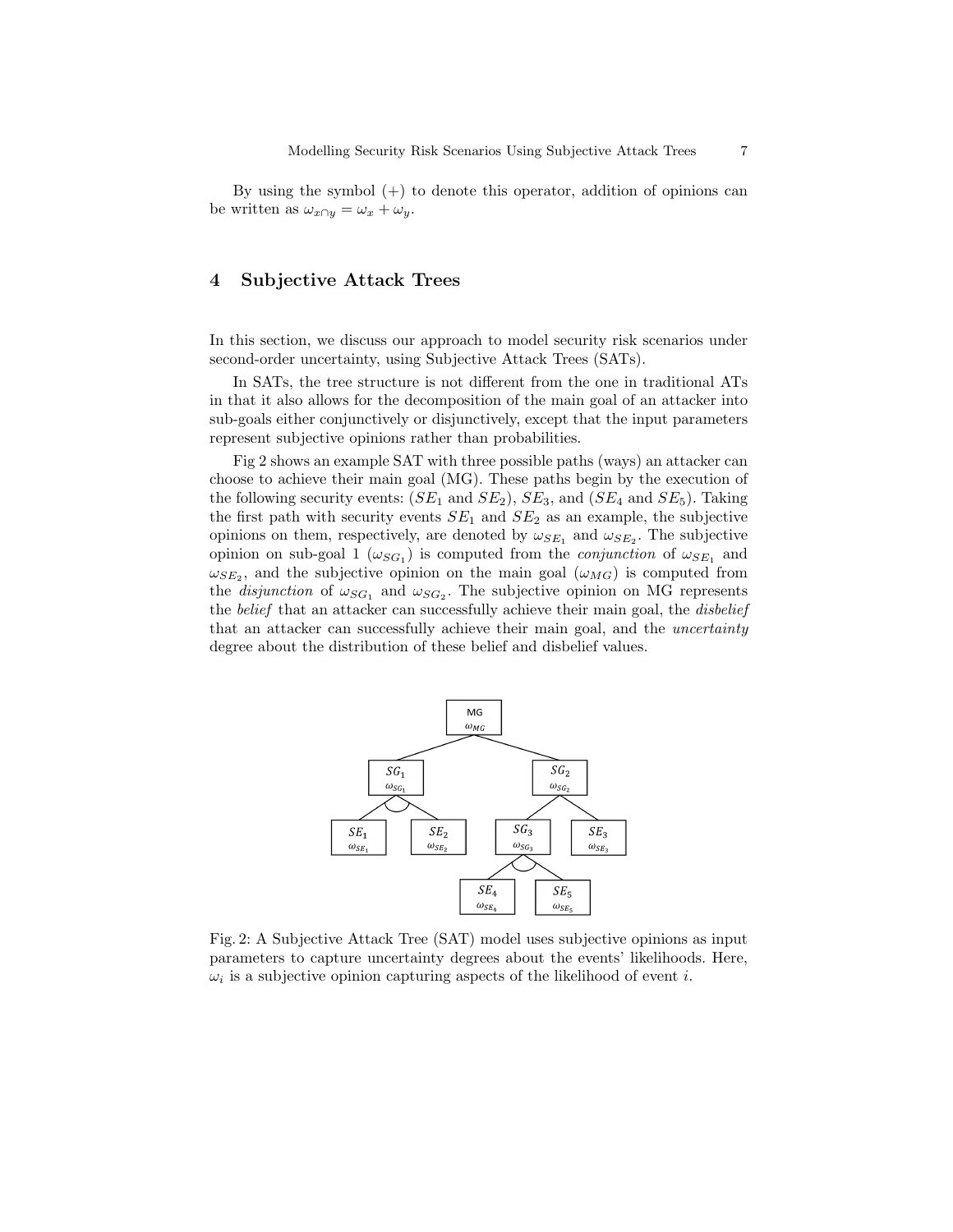By using the symbol (+) to denote this operator, addition of opinions can be written as $\omega_{x \cap y} = \omega_x + \omega_y$.

## 4 Subjective Attack Trees

In this section, we discuss our approach to model security risk scenarios under second-order uncertainty, using Subjective Attack Trees (SATs).

In SATs, the tree structure is not different from the one in traditional ATs in that it also allows for the decomposition of the main goal of an attacker into sub-goals either conjunctively or disjunctively, except that the input parameters represent subjective opinions rather than probabilities.

Fig 2 shows an example SAT with three possible paths (ways) an attacker can choose to achieve their main goal (MG). These paths begin by the execution of the following security events: ($SE_1$ and $SE_2$), $SE_3$, and ($SE_4$ and $SE_5$). Taking the first path with security events $SE_1$ and $SE_2$ as an example, the subjective opinions on them, respectively, are denoted by $\omega_{SE_1}$ and $\omega_{SE_2}$. The subjective opinion on sub-goal 1 ($\omega_{SG_1}$) is computed from the *conjunction* of $\omega_{SE_1}$ and $\omega_{SE_2}$, and the subjective opinion on the main goal ($\omega_{MG}$) is computed from the *disjunction* of $\omega_{SG_1}$ and $\omega_{SG_2}$. The subjective opinion on MG represents the *belief* that an attacker can successfully achieve their main goal, the *disbelief* that an attacker can successfully achieve their main goal, and the *uncertainty* degree about the distribution of these belief and disbelief values.

Fig. 2: A Subjective Attack Tree (SAT) model uses subjective opinions as input parameters to capture uncertainty degrees about the events' likelihoods. Here, $\omega_i$ is a subjective opinion capturing aspects of the likelihood of event $i$.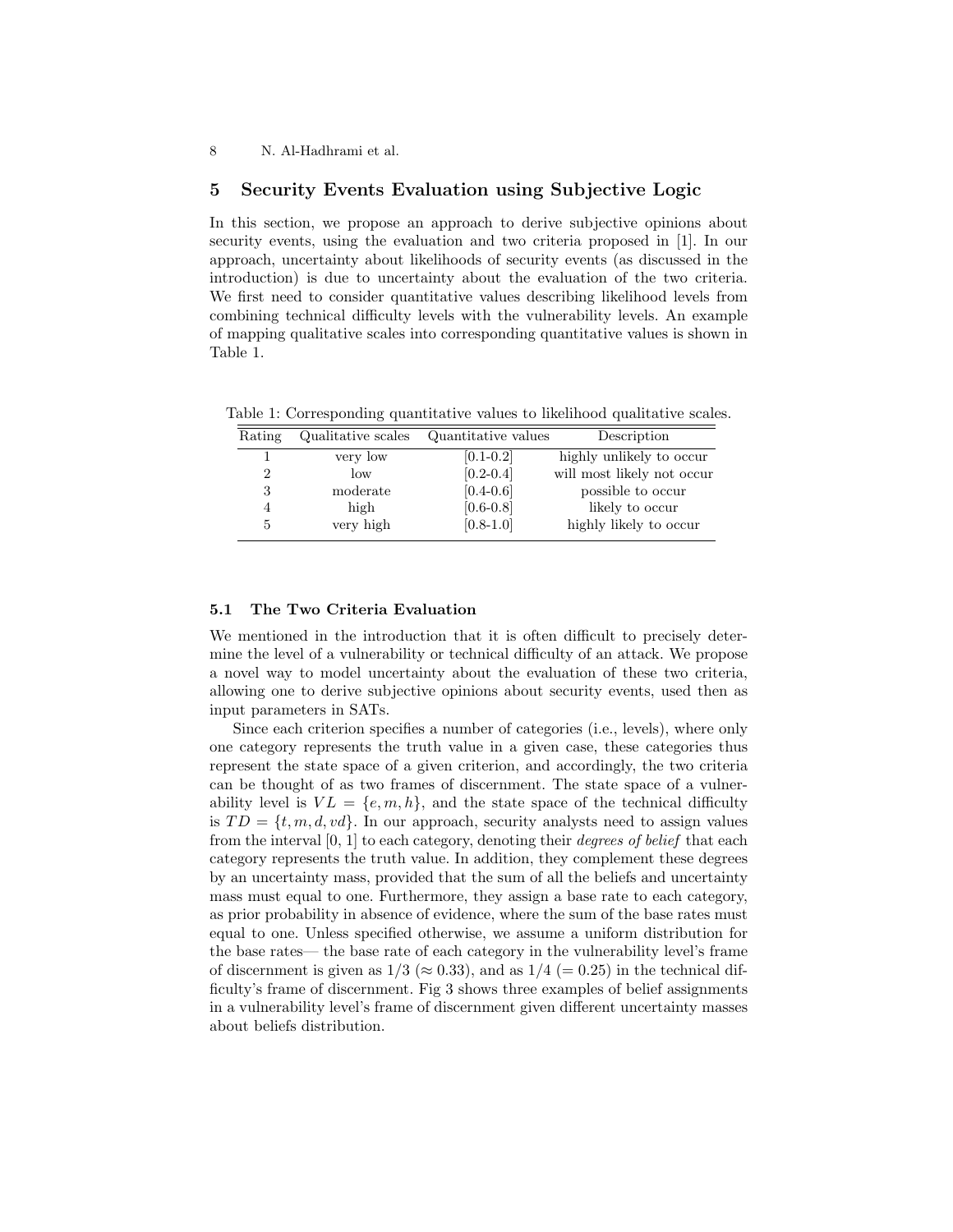## 5 Security Events Evaluation using Subjective Logic

In this section, we propose an approach to derive subjective opinions about security events, using the evaluation and two criteria proposed in [1]. In our approach, uncertainty about likelihoods of security events (as discussed in the introduction) is due to uncertainty about the evaluation of the two criteria. We first need to consider quantitative values describing likelihood levels from combining technical difficulty levels with the vulnerability levels. An example of mapping qualitative scales into corresponding quantitative values is shown in Table 1.

Table 1: Corresponding quantitative values to likelihood qualitative scales.

| Rating | Qualitative scales | Quantitative values | Description |
|---|---|---|---|
| 1 | very low | [0.1-0.2] | highly unlikely to occur |
| 2 | low | [0.2-0.4] | will most likely not occur |
| 3 | moderate | [0.4-0.6] | possible to occur |
| 4 | high | [0.6-0.8] | likely to occur |
| 5 | very high | [0.8-1.0] | highly likely to occur |

### 5.1 The Two Criteria Evaluation

We mentioned in the introduction that it is often difficult to precisely determine the level of a vulnerability or technical difficulty of an attack. We propose a novel way to model uncertainty about the evaluation of these two criteria, allowing one to derive subjective opinions about security events, used then as input parameters in SATs.

Since each criterion specifies a number of categories (i.e., levels), where only one category represents the truth value in a given case, these categories thus represent the state space of a given criterion, and accordingly, the two criteria can be thought of as two frames of discernment. The state space of a vulnerability level is $VL = \{e, m, h\}$, and the state space of the technical difficulty is $TD = \{t, m, d, vd\}$. In our approach, security analysts need to assign values from the interval $[0, 1]$ to each category, denoting their *degrees of belief* that each category represents the truth value. In addition, they complement these degrees by an uncertainty mass, provided that the sum of all the beliefs and uncertainty mass must equal to one. Furthermore, they assign a base rate to each category, as prior probability in absence of evidence, where the sum of the base rates must equal to one. Unless specified otherwise, we assume a uniform distribution for the base rates— the base rate of each category in the vulnerability level's frame of discernment is given as $1/3$ ($\approx 0.33$), and as $1/4$ ($= 0.25$) in the technical difficulty's frame of discernment. Fig 3 shows three examples of belief assignments in a vulnerability level's frame of discernment given different uncertainty masses about beliefs distribution.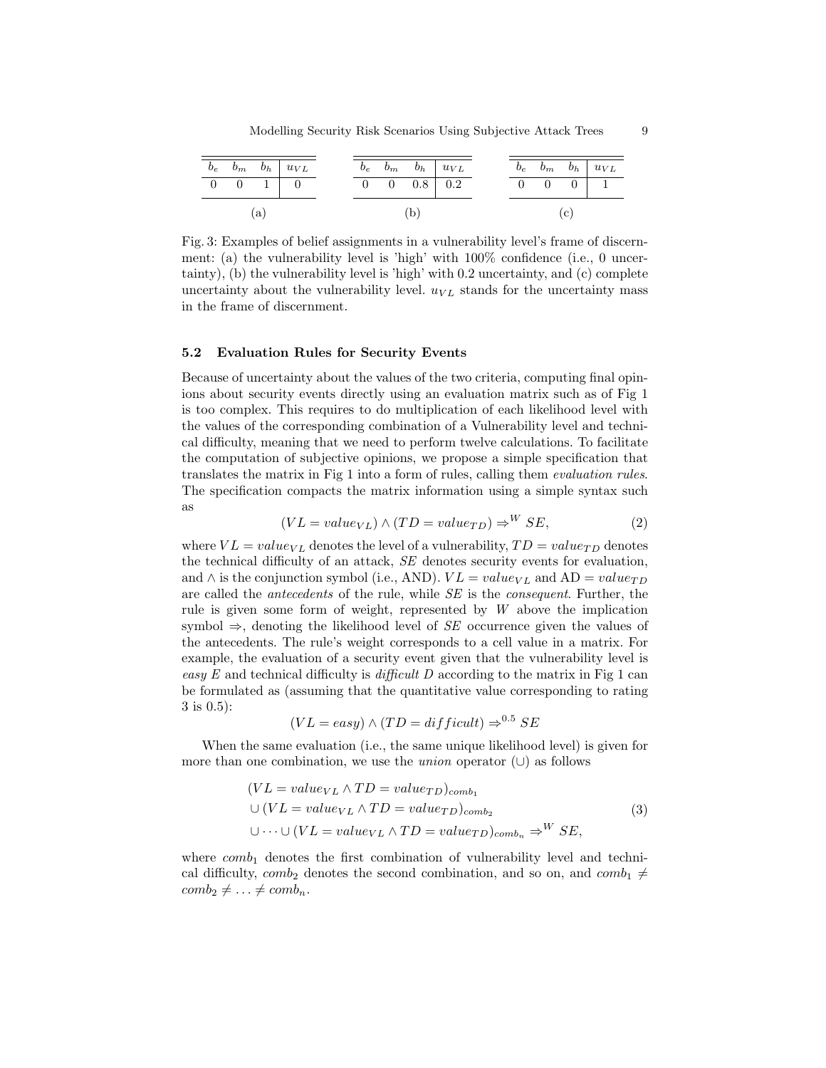| $b_e$ | $b_m$ | $b_h$ | $u_{VL}$ |
|---|---|---|---|
| 0 | 0 | 1 | 0 |

(a)

| $b_e$ | $b_m$ | $b_h$ | $u_{VL}$ |
|---|---|---|---|
| 0 | 0 | 0.8 | 0.2 |

(b)

| $b_e$ | $b_m$ | $b_h$ | $u_{VL}$ |
|---|---|---|---|
| 0 | 0 | 0 | 1 |

(c)

Fig. 3: Examples of belief assignments in a vulnerability level's frame of discernment: (a) the vulnerability level is 'high' with 100% confidence (i.e., 0 uncertainty), (b) the vulnerability level is 'high' with 0.2 uncertainty, and (c) complete uncertainty about the vulnerability level. $u_{VL}$ stands for the uncertainty mass in the frame of discernment.

### 5.2 Evaluation Rules for Security Events

Because of uncertainty about the values of the two criteria, computing final opinions about security events directly using an evaluation matrix such as of Fig 1 is too complex. This requires to do multiplication of each likelihood level with the values of the corresponding combination of a Vulnerability level and technical difficulty, meaning that we need to perform twelve calculations. To facilitate the computation of subjective opinions, we propose a simple specification that translates the matrix in Fig 1 into a form of rules, calling them *evaluation rules*. The specification compacts the matrix information using a simple syntax such as

$$(VL = value_{VL}) \wedge (TD = value_{TD}) \Rightarrow^{W} SE, \tag{2}$$

where $VL = value_{VL}$ denotes the level of a vulnerability, $TD = value_{TD}$ denotes the technical difficulty of an attack, *SE* denotes security events for evaluation, and $\wedge$ is the conjunction symbol (i.e., AND). $VL = value_{VL}$ and AD $= value_{TD}$ are called the *antecedents* of the rule, while *SE* is the *consequent*. Further, the rule is given some form of weight, represented by $W$ above the implication symbol $\Rightarrow$, denoting the likelihood level of *SE* occurrence given the values of the antecedents. The rule's weight corresponds to a cell value in a matrix. For example, the evaluation of a security event given that the vulnerability level is *easy E* and technical difficulty is *difficult D* according to the matrix in Fig 1 can be formulated as (assuming that the quantitative value corresponding to rating 3 is 0.5):

$$(VL = easy) \wedge (TD = difficult) \Rightarrow^{0.5} SE$$

When the same evaluation (i.e., the same unique likelihood level) is given for more than one combination, we use the *union* operator ($\cup$) as follows

$$\begin{aligned}
&(VL = value_{VL} \wedge TD = value_{TD})_{comb_1} \\
&\cup (VL = value_{VL} \wedge TD = value_{TD})_{comb_2} \\
&\cup \cdots \cup (VL = value_{VL} \wedge TD = value_{TD})_{comb_n} \Rightarrow^{W} SE,
\end{aligned} \tag{3}$$

where $comb_1$ denotes the first combination of vulnerability level and technical difficulty, $comb_2$ denotes the second combination, and so on, and $comb_1 \neq comb_2 \neq \ldots \neq comb_n$.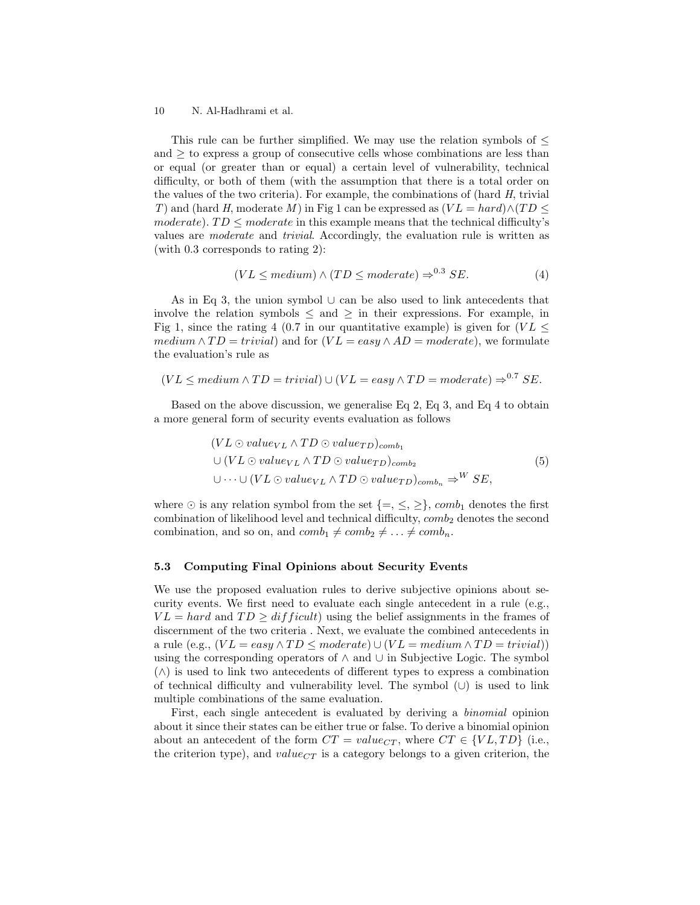This rule can be further simplified. We may use the relation symbols of $\leq$ and $\geq$ to express a group of consecutive cells whose combinations are less than or equal (or greater than or equal) a certain level of vulnerability, technical difficulty, or both of them (with the assumption that there is a total order on the values of the two criteria). For example, the combinations of (hard $H$, trivial $T$) and (hard $H$, moderate $M$) in Fig 1 can be expressed as $(VL = hard) \wedge (TD \leq moderate)$. $TD \leq moderate$ in this example means that the technical difficulty's values are *moderate* and *trivial*. Accordingly, the evaluation rule is written as (with 0.3 corresponds to rating 2):

$$(VL \leq medium) \wedge (TD \leq moderate) \Rightarrow^{0.3} SE. \tag{4}$$

As in Eq 3, the union symbol $\cup$ can be also used to link antecedents that involve the relation symbols $\leq$ and $\geq$ in their expressions. For example, in Fig 1, since the rating 4 (0.7 in our quantitative example) is given for $(VL \leq medium \wedge TD = trivial)$ and for $(VL = easy \wedge AD = moderate)$, we formulate the evaluation's rule as

$$(VL \leq medium \wedge TD = trivial) \cup (VL = easy \wedge TD = moderate) \Rightarrow^{0.7} SE.$$

Based on the above discussion, we generalise Eq 2, Eq 3, and Eq 4 to obtain a more general form of security events evaluation as follows

$$\begin{aligned} &(VL \odot value_{VL} \wedge TD \odot value_{TD})_{comb_1} \\ &\cup (VL \odot value_{VL} \wedge TD \odot value_{TD})_{comb_2} \\ &\cup \cdots \cup (VL \odot value_{VL} \wedge TD \odot value_{TD})_{comb_n} \Rightarrow^{W} SE, \end{aligned} \tag{5}$$

where $\odot$ is any relation symbol from the set $\{=, \leq, \geq\}$, $comb_1$ denotes the first combination of likelihood level and technical difficulty, $comb_2$ denotes the second combination, and so on, and $comb_1 \neq comb_2 \neq \ldots \neq comb_n$.

### 5.3 Computing Final Opinions about Security Events

We use the proposed evaluation rules to derive subjective opinions about security events. We first need to evaluate each single antecedent in a rule (e.g., $VL = hard$ and $TD \geq difficult$) using the belief assignments in the frames of discernment of the two criteria . Next, we evaluate the combined antecedents in a rule (e.g., $(VL = easy \wedge TD \leq moderate) \cup (VL = medium \wedge TD = trivial)$) using the corresponding operators of $\wedge$ and $\cup$ in Subjective Logic. The symbol ($\wedge$) is used to link two antecedents of different types to express a combination of technical difficulty and vulnerability level. The symbol ($\cup$) is used to link multiple combinations of the same evaluation.

First, each single antecedent is evaluated by deriving a *binomial* opinion about it since their states can be either true or false. To derive a binomial opinion about an antecedent of the form $CT = value_{CT}$, where $CT \in \{VL, TD\}$ (i.e., the criterion type), and $value_{CT}$ is a category belongs to a given criterion, the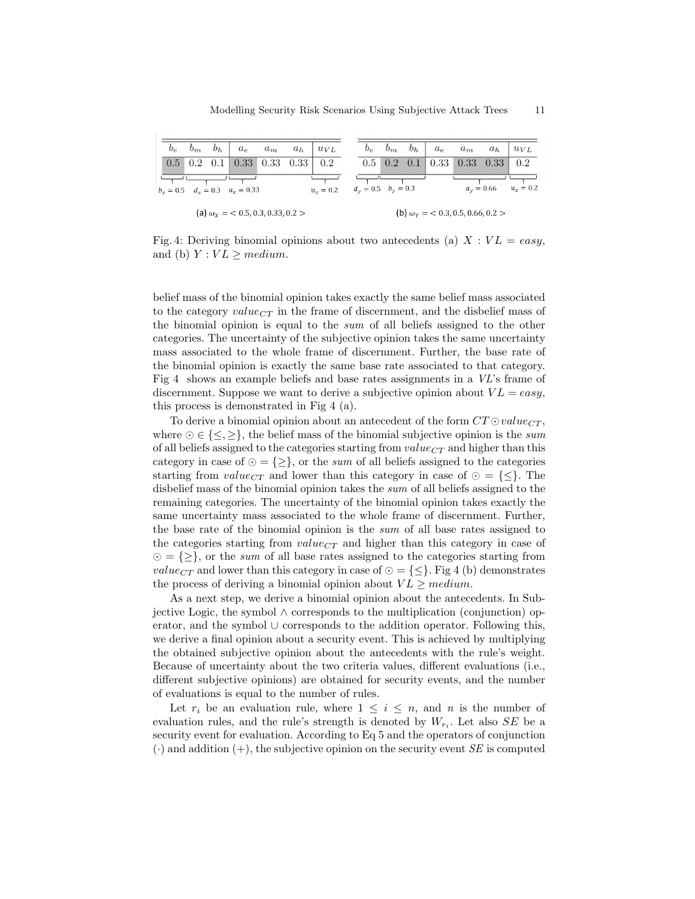| $b_e$ | $b_m$ | $b_h$ | $a_e$ | $a_m$ | $a_h$ | $u_{VL}$ |
|---|---|---|---|---|---|---|
| 0.5 | 0.2 | 0.1 | 0.33 | 0.33 | 0.33 | 0.2 |

$b_x = 0.5$ $d_x = 0.3$ $a_x = 0.33$ $u_x = 0.2$

(a) $\omega_X = <0.5, 0.3, 0.33, 0.2>$

| $b_e$ | $b_m$ | $b_h$ | $a_e$ | $a_m$ | $a_h$ | $u_{VL}$ |
|---|---|---|---|---|---|---|
| 0.5 | 0.2 | 0.1 | 0.33 | 0.33 | 0.33 | 0.2 |

$d_y = 0.5$ $b_y = 0.3$ $a_y = 0.66$ $u_x = 0.2$

(b) $\omega_Y = <0.3, 0.5, 0.66, 0.2>$

Fig. 4: Deriving binomial opinions about two antecedents (a) $X : VL = easy$, and (b) $Y : VL \geq medium$.

belief mass of the binomial opinion takes exactly the same belief mass associated to the category $value_{CT}$ in the frame of discernment, and the disbelief mass of the binomial opinion is equal to the *sum* of all beliefs assigned to the other categories. The uncertainty of the subjective opinion takes the same uncertainty mass associated to the whole frame of discernment. Further, the base rate of the binomial opinion is exactly the same base rate associated to that category. Fig 4 shows an example beliefs and base rates assignments in a $VL$'s frame of discernment. Suppose we want to derive a subjective opinion about $VL = easy$, this process is demonstrated in Fig 4 (a).

To derive a binomial opinion about an antecedent of the form $CT \odot value_{CT}$, where $\odot \in \{\leq, \geq\}$, the belief mass of the binomial subjective opinion is the *sum* of all beliefs assigned to the categories starting from $value_{CT}$ and higher than this category in case of $\odot = \{\geq\}$, or the *sum* of all beliefs assigned to the categories starting from $value_{CT}$ and lower than this category in case of $\odot = \{\leq\}$. The disbelief mass of the binomial opinion takes the *sum* of all beliefs assigned to the remaining categories. The uncertainty of the binomial opinion takes exactly the same uncertainty mass associated to the whole frame of discernment. Further, the base rate of the binomial opinion is the *sum* of all base rates assigned to the categories starting from $value_{CT}$ and higher than this category in case of $\odot = \{\geq\}$, or the *sum* of all base rates assigned to the categories starting from $value_{CT}$ and lower than this category in case of $\odot = \{\leq\}$. Fig 4 (b) demonstrates the process of deriving a binomial opinion about $VL \geq medium$.

As a next step, we derive a binomial opinion about the antecedents. In Subjective Logic, the symbol $\wedge$ corresponds to the multiplication (conjunction) operator, and the symbol $\cup$ corresponds to the addition operator. Following this, we derive a final opinion about a security event. This is achieved by multiplying the obtained subjective opinion about the antecedents with the rule's weight. Because of uncertainty about the two criteria values, different evaluations (i.e., different subjective opinions) are obtained for security events, and the number of evaluations is equal to the number of rules.

Let $r_i$ be an evaluation rule, where $1 \leq i \leq n$, and $n$ is the number of evaluation rules, and the rule's strength is denoted by $W_{r_i}$. Let also $SE$ be a security event for evaluation. According to Eq 5 and the operators of conjunction $(\cdot)$ and addition $(+)$, the subjective opinion on the security event $SE$ is computed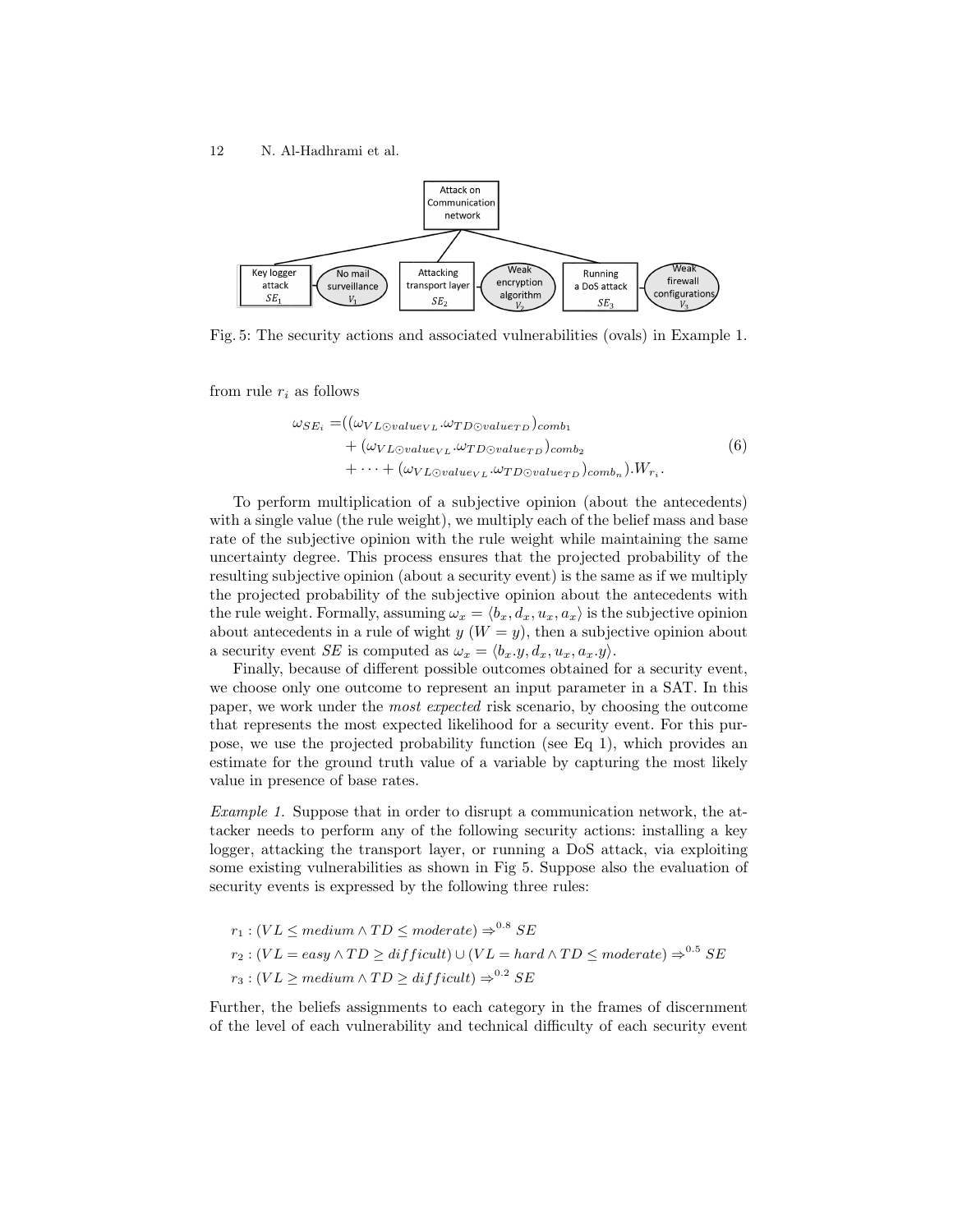Fig. 5: The security actions and associated vulnerabilities (ovals) in Example 1.

from rule $r_i$ as follows

$$
\begin{aligned}
\omega_{SE_i} =& ((\omega_{VL \odot value_{VL}} . \omega_{TD \odot value_{TD}})_{comb_1} \\
&+ (\omega_{VL \odot value_{VL}} . \omega_{TD \odot value_{TD}})_{comb_2} \\
&+ \cdots + (\omega_{VL \odot value_{VL}} . \omega_{TD \odot value_{TD}})_{comb_n}).W_{r_i}.
\end{aligned}
\tag{6}
$$

To perform multiplication of a subjective opinion (about the antecedents) with a single value (the rule weight), we multiply each of the belief mass and base rate of the subjective opinion with the rule weight while maintaining the same uncertainty degree. This process ensures that the projected probability of the resulting subjective opinion (about a security event) is the same as if we multiply the projected probability of the subjective opinion about the antecedents with the rule weight. Formally, assuming $\omega_x = \langle b_x, d_x, u_x, a_x \rangle$ is the subjective opinion about antecedents in a rule of wight $y$ ($W = y$), then a subjective opinion about a security event $SE$ is computed as $\omega_x = \langle b_x.y, d_x, u_x, a_x.y \rangle$.

Finally, because of different possible outcomes obtained for a security event, we choose only one outcome to represent an input parameter in a SAT. In this paper, we work under the *most expected* risk scenario, by choosing the outcome that represents the most expected likelihood for a security event. For this purpose, we use the projected probability function (see Eq 1), which provides an estimate for the ground truth value of a variable by capturing the most likely value in presence of base rates.

*Example 1.* Suppose that in order to disrupt a communication network, the attacker needs to perform any of the following security actions: installing a key logger, attacking the transport layer, or running a DoS attack, via exploiting some existing vulnerabilities as shown in Fig 5. Suppose also the evaluation of security events is expressed by the following three rules:

$r_1 : (VL \leq medium \wedge TD \leq moderate) \Rightarrow^{0.8} SE$

$r_2 : (VL = easy \wedge TD \geq difficult) \cup (VL = hard \wedge TD \leq moderate) \Rightarrow^{0.5} SE$

$r_3 : (VL \geq medium \wedge TD \geq difficult) \Rightarrow^{0.2} SE$

Further, the beliefs assignments to each category in the frames of discernment of the level of each vulnerability and technical difficulty of each security event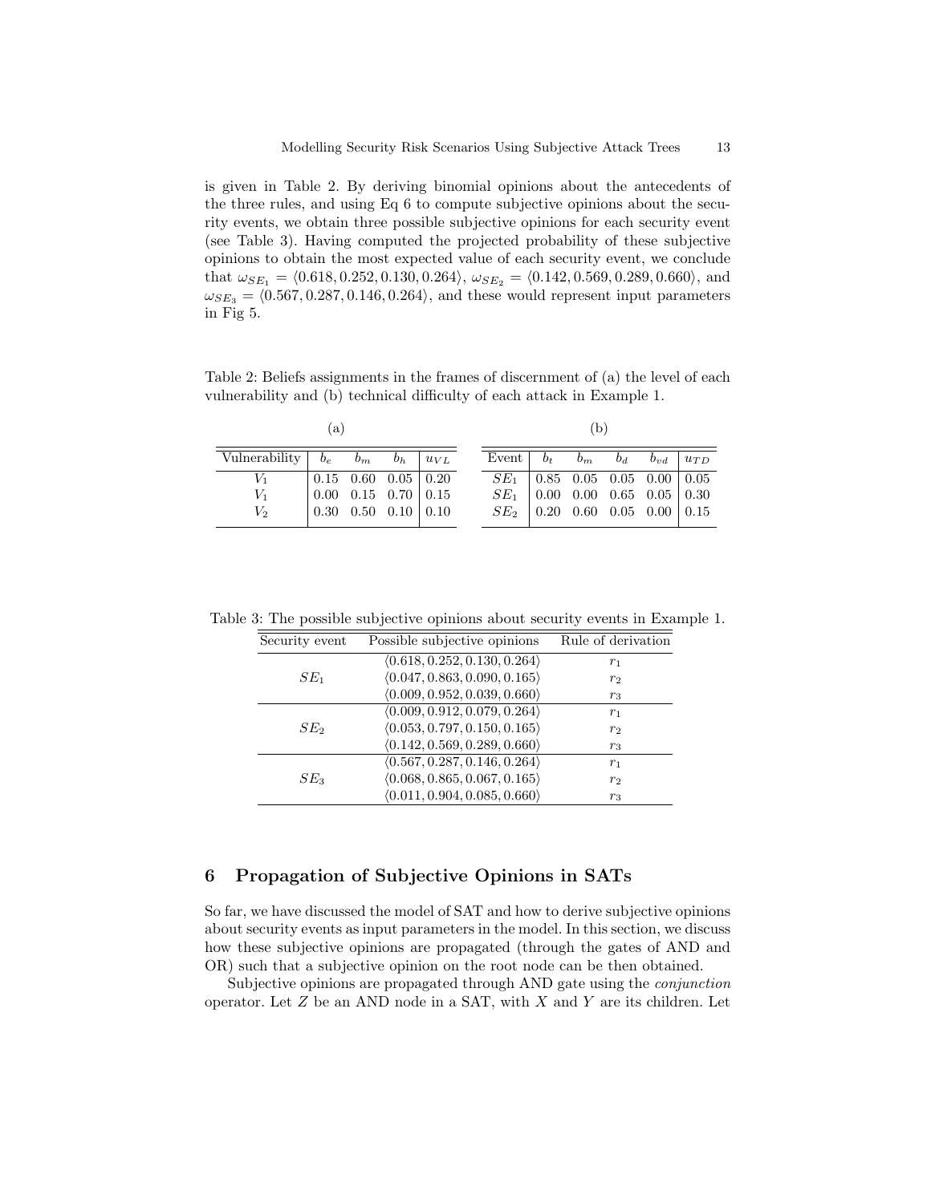is given in Table 2. By deriving binomial opinions about the antecedents of the three rules, and using Eq 6 to compute subjective opinions about the security events, we obtain three possible subjective opinions for each security event (see Table 3). Having computed the projected probability of these subjective opinions to obtain the most expected value of each security event, we conclude that $\omega_{SE_1} = \langle 0.618, 0.252, 0.130, 0.264 \rangle$, $\omega_{SE_2} = \langle 0.142, 0.569, 0.289, 0.660 \rangle$, and $\omega_{SE_3} = \langle 0.567, 0.287, 0.146, 0.264 \rangle$, and these would represent input parameters in Fig 5.

Table 2: Beliefs assignments in the frames of discernment of (a) the level of each vulnerability and (b) technical difficulty of each attack in Example 1.

(a)

| Vulnerability | $b_e$ | $b_m$ | $b_h$ | $u_{VL}$ |
|---|---|---|---|---|
| $V_1$ | 0.15 | 0.60 | 0.05 | 0.20 |
| $V_1$ | 0.00 | 0.15 | 0.70 | 0.15 |
| $V_2$ | 0.30 | 0.50 | 0.10 | 0.10 |

(b)

| Event | $b_t$ | $b_m$ | $b_d$ | $b_{vd}$ | $u_{TD}$ |
|---|---|---|---|---|---|
| $SE_1$ | 0.85 | 0.05 | 0.05 | 0.00 | 0.05 |
| $SE_1$ | 0.00 | 0.00 | 0.65 | 0.05 | 0.30 |
| $SE_2$ | 0.20 | 0.60 | 0.05 | 0.00 | 0.15 |

Table 3: The possible subjective opinions about security events in Example 1.

| Security event | Possible subjective opinions | Rule of derivation |
|---|---|---|
| $SE_1$ | $\langle 0.618, 0.252, 0.130, 0.264 \rangle$ | $r_1$ |
| | $\langle 0.047, 0.863, 0.090, 0.165 \rangle$ | $r_2$ |
| | $\langle 0.009, 0.952, 0.039, 0.660 \rangle$ | $r_3$ |
| $SE_2$ | $\langle 0.009, 0.912, 0.079, 0.264 \rangle$ | $r_1$ |
| | $\langle 0.053, 0.797, 0.150, 0.165 \rangle$ | $r_2$ |
| | $\langle 0.142, 0.569, 0.289, 0.660 \rangle$ | $r_3$ |
| $SE_3$ | $\langle 0.567, 0.287, 0.146, 0.264 \rangle$ | $r_1$ |
| | $\langle 0.068, 0.865, 0.067, 0.165 \rangle$ | $r_2$ |
| | $\langle 0.011, 0.904, 0.085, 0.660 \rangle$ | $r_3$ |

## 6 Propagation of Subjective Opinions in SATs

So far, we have discussed the model of SAT and how to derive subjective opinions about security events as input parameters in the model. In this section, we discuss how these subjective opinions are propagated (through the gates of AND and OR) such that a subjective opinion on the root node can be then obtained.

Subjective opinions are propagated through AND gate using the *conjunction* operator. Let $Z$ be an AND node in a SAT, with $X$ and $Y$ are its children. Let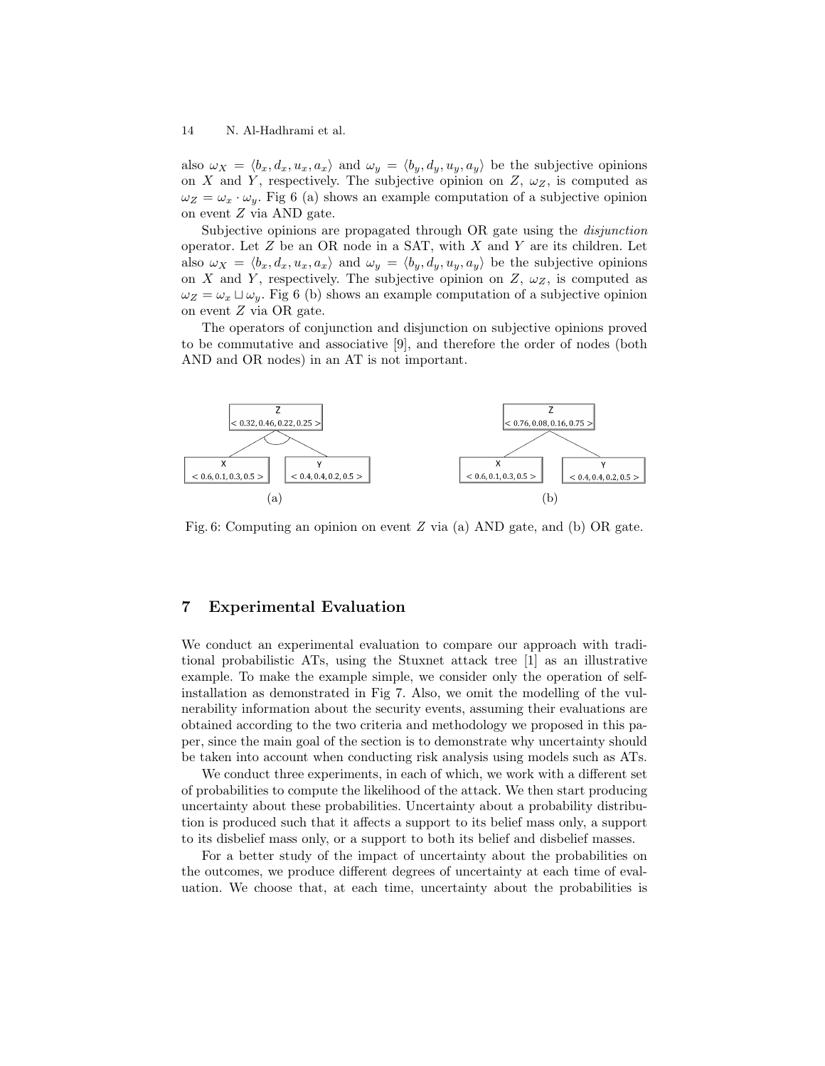also $\omega_X = \langle b_x, d_x, u_x, a_x \rangle$ and $\omega_y = \langle b_y, d_y, u_y, a_y \rangle$ be the subjective opinions on $X$ and $Y$, respectively. The subjective opinion on $Z$, $\omega_Z$, is computed as $\omega_Z = \omega_x \cdot \omega_y$. Fig 6 (a) shows an example computation of a subjective opinion on event $Z$ via AND gate.

Subjective opinions are propagated through OR gate using the *disjunction* operator. Let $Z$ be an OR node in a SAT, with $X$ and $Y$ are its children. Let also $\omega_X = \langle b_x, d_x, u_x, a_x \rangle$ and $\omega_y = \langle b_y, d_y, u_y, a_y \rangle$ be the subjective opinions on $X$ and $Y$, respectively. The subjective opinion on $Z$, $\omega_Z$, is computed as $\omega_Z = \omega_x \sqcup \omega_y$. Fig 6 (b) shows an example computation of a subjective opinion on event $Z$ via OR gate.

The operators of conjunction and disjunction on subjective opinions proved to be commutative and associative [9], and therefore the order of nodes (both AND and OR nodes) in an AT is not important.

Z
< 0.32, 0.46, 0.22, 0.25 >

X
< 0.6, 0.1, 0.3, 0.5 >

Y
< 0.4, 0.4, 0.2, 0.5 >

(a)

Z
< 0.76, 0.08, 0.16, 0.75 >

X
< 0.6, 0.1, 0.3, 0.5 >

Y
< 0.4, 0.4, 0.2, 0.5 >

(b)

Fig. 6: Computing an opinion on event $Z$ via (a) AND gate, and (b) OR gate.

## 7 Experimental Evaluation

We conduct an experimental evaluation to compare our approach with traditional probabilistic ATs, using the Stuxnet attack tree [1] as an illustrative example. To make the example simple, we consider only the operation of self-installation as demonstrated in Fig 7. Also, we omit the modelling of the vulnerability information about the security events, assuming their evaluations are obtained according to the two criteria and methodology we proposed in this paper, since the main goal of the section is to demonstrate why uncertainty should be taken into account when conducting risk analysis using models such as ATs.

We conduct three experiments, in each of which, we work with a different set of probabilities to compute the likelihood of the attack. We then start producing uncertainty about these probabilities. Uncertainty about a probability distribution is produced such that it affects a support to its belief mass only, a support to its disbelief mass only, or a support to both its belief and disbelief masses.

For a better study of the impact of uncertainty about the probabilities on the outcomes, we produce different degrees of uncertainty at each time of evaluation. We choose that, at each time, uncertainty about the probabilities is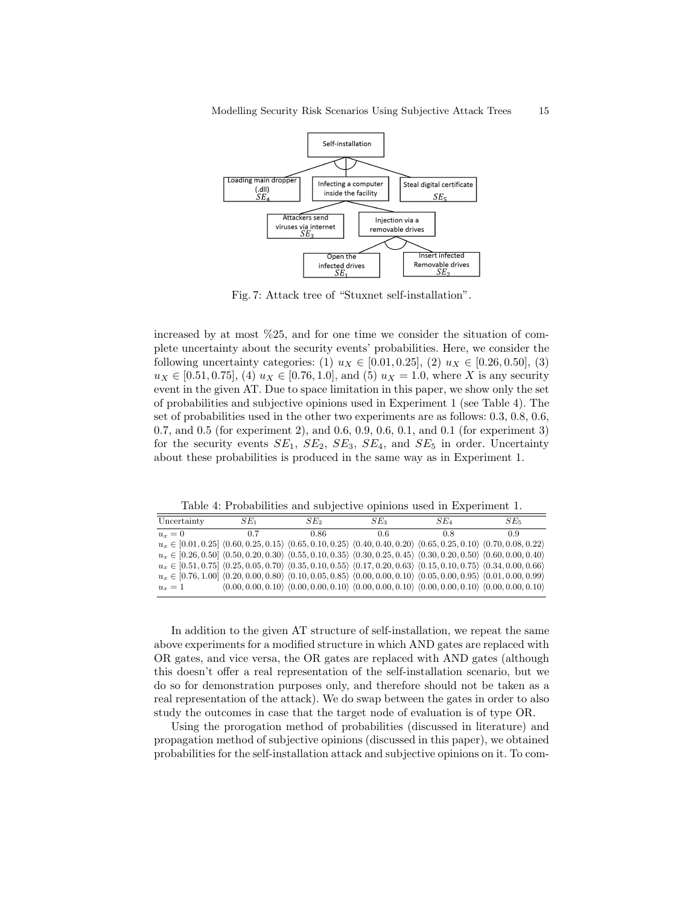Fig. 7: Attack tree of "Stuxnet self-installation".

increased by at most %25, and for one time we consider the situation of complete uncertainty about the security events' probabilities. Here, we consider the following uncertainty categories: (1) $u_X \in [0.01, 0.25]$, (2) $u_X \in [0.26, 0.50]$, (3) $u_X \in [0.51, 0.75]$, (4) $u_X \in [0.76, 1.0]$, and (5) $u_X = 1.0$, where $X$ is any security event in the given AT. Due to space limitation in this paper, we show only the set of probabilities and subjective opinions used in Experiment 1 (see Table 4). The set of probabilities used in the other two experiments are as follows: 0.3, 0.8, 0.6, 0.7, and 0.5 (for experiment 2), and 0.6, 0.9, 0.6, 0.1, and 0.1 (for experiment 3) for the security events $SE_1$, $SE_2$, $SE_3$, $SE_4$, and $SE_5$ in order. Uncertainty about these probabilities is produced in the same way as in Experiment 1.

Table 4: Probabilities and subjective opinions used in Experiment 1.

| Uncertainty | $SE_1$ | $SE_2$ | $SE_3$ | $SE_4$ | $SE_5$ |
|---|---|---|---|---|---|
| $u_x = 0$ | 0.7 | 0.86 | 0.6 | 0.8 | 0.9 |
| $u_x \in [0.01, 0.25]$ | $\langle 0.60, 0.25, 0.15 \rangle$ | $\langle 0.65, 0.10, 0.25 \rangle$ | $\langle 0.40, 0.40, 0.20 \rangle$ | $\langle 0.65, 0.25, 0.10 \rangle$ | $\langle 0.70, 0.08, 0.22 \rangle$ |
| $u_x \in [0.26, 0.50]$ | $\langle 0.50, 0.20, 0.30 \rangle$ | $\langle 0.55, 0.10, 0.35 \rangle$ | $\langle 0.30, 0.25, 0.45 \rangle$ | $\langle 0.30, 0.20, 0.50 \rangle$ | $\langle 0.60, 0.00, 0.40 \rangle$ |
| $u_x \in [0.51, 0.75]$ | $\langle 0.25, 0.05, 0.70 \rangle$ | $\langle 0.35, 0.10, 0.55 \rangle$ | $\langle 0.17, 0.20, 0.63 \rangle$ | $\langle 0.15, 0.10, 0.75 \rangle$ | $\langle 0.34, 0.00, 0.66 \rangle$ |
| $u_x \in [0.76, 1.00]$ | $\langle 0.20, 0.00, 0.80 \rangle$ | $\langle 0.10, 0.05, 0.85 \rangle$ | $\langle 0.00, 0.00, 0.10 \rangle$ | $\langle 0.05, 0.00, 0.95 \rangle$ | $\langle 0.01, 0.00, 0.99 \rangle$ |
| $u_x = 1$ | $\langle 0.00, 0.00, 0.10 \rangle$ | $\langle 0.00, 0.00, 0.10 \rangle$ | $\langle 0.00, 0.00, 0.10 \rangle$ | $\langle 0.00, 0.00, 0.10 \rangle$ | $\langle 0.00, 0.00, 0.10 \rangle$ |

In addition to the given AT structure of self-installation, we repeat the same above experiments for a modified structure in which AND gates are replaced with OR gates, and vice versa, the OR gates are replaced with AND gates (although this doesn't offer a real representation of the self-installation scenario, but we do so for demonstration purposes only, and therefore should not be taken as a real representation of the attack). We do swap between the gates in order to also study the outcomes in case that the target node of evaluation is of type OR.

Using the prorogation method of probabilities (discussed in literature) and propagation method of subjective opinions (discussed in this paper), we obtained probabilities for the self-installation attack and subjective opinions on it. To com-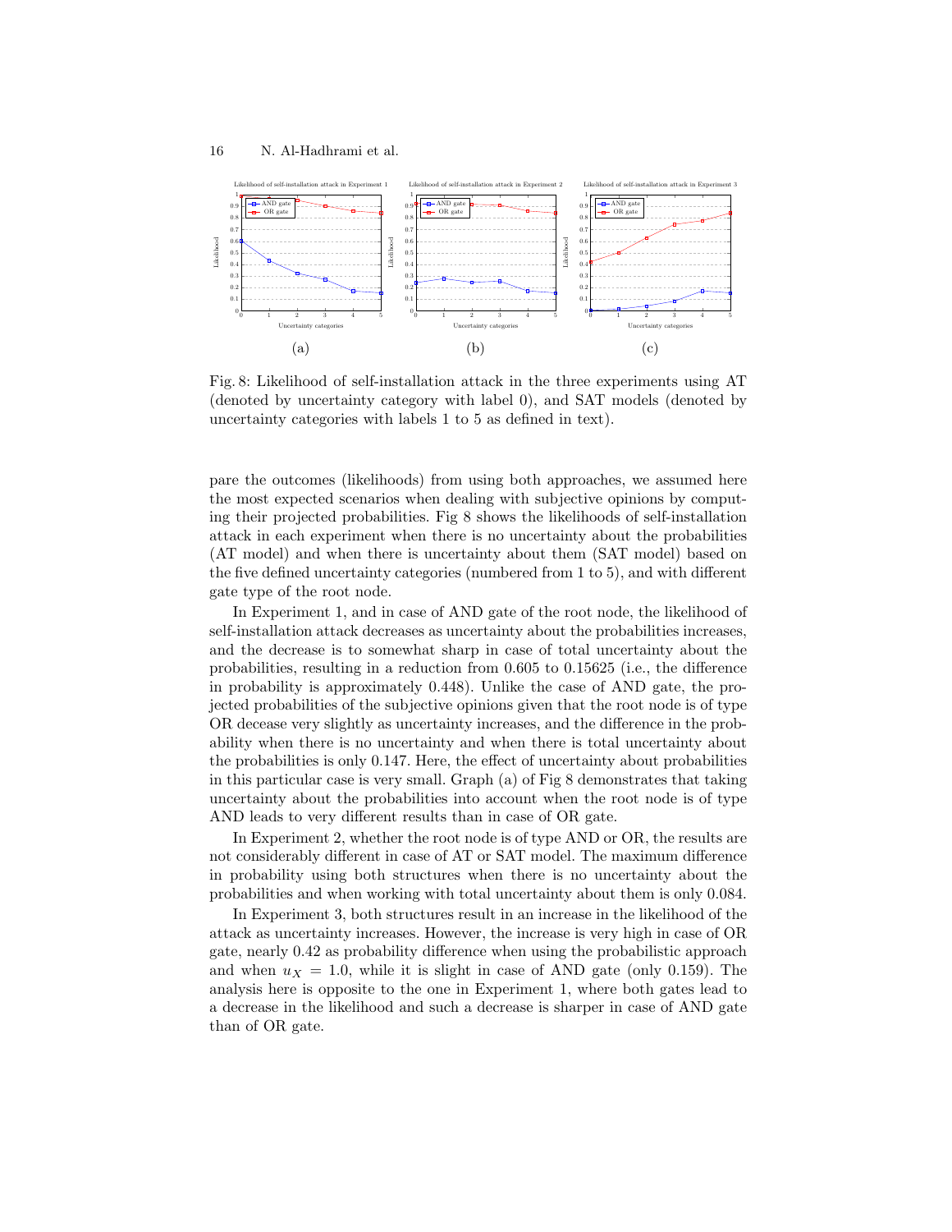Fig. 8: Likelihood of self-installation attack in the three experiments using AT (denoted by uncertainty category with label 0), and SAT models (denoted by uncertainty categories with labels 1 to 5 as defined in text).

pare the outcomes (likelihoods) from using both approaches, we assumed here the most expected scenarios when dealing with subjective opinions by computing their projected probabilities. Fig 8 shows the likelihoods of self-installation attack in each experiment when there is no uncertainty about the probabilities (AT model) and when there is uncertainty about them (SAT model) based on the five defined uncertainty categories (numbered from 1 to 5), and with different gate type of the root node.

In Experiment 1, and in case of AND gate of the root node, the likelihood of self-installation attack decreases as uncertainty about the probabilities increases, and the decrease is to somewhat sharp in case of total uncertainty about the probabilities, resulting in a reduction from 0.605 to 0.15625 (i.e., the difference in probability is approximately 0.448). Unlike the case of AND gate, the projected probabilities of the subjective opinions given that the root node is of type OR decease very slightly as uncertainty increases, and the difference in the probability when there is no uncertainty and when there is total uncertainty about the probabilities is only 0.147. Here, the effect of uncertainty about probabilities in this particular case is very small. Graph (a) of Fig 8 demonstrates that taking uncertainty about the probabilities into account when the root node is of type AND leads to very different results than in case of OR gate.

In Experiment 2, whether the root node is of type AND or OR, the results are not considerably different in case of AT or SAT model. The maximum difference in probability using both structures when there is no uncertainty about the probabilities and when working with total uncertainty about them is only 0.084.

In Experiment 3, both structures result in an increase in the likelihood of the attack as uncertainty increases. However, the increase is very high in case of OR gate, nearly 0.42 as probability difference when using the probabilistic approach and when $u_X = 1.0$, while it is slight in case of AND gate (only 0.159). The analysis here is opposite to the one in Experiment 1, where both gates lead to a decrease in the likelihood and such a decrease is sharper in case of AND gate than of OR gate.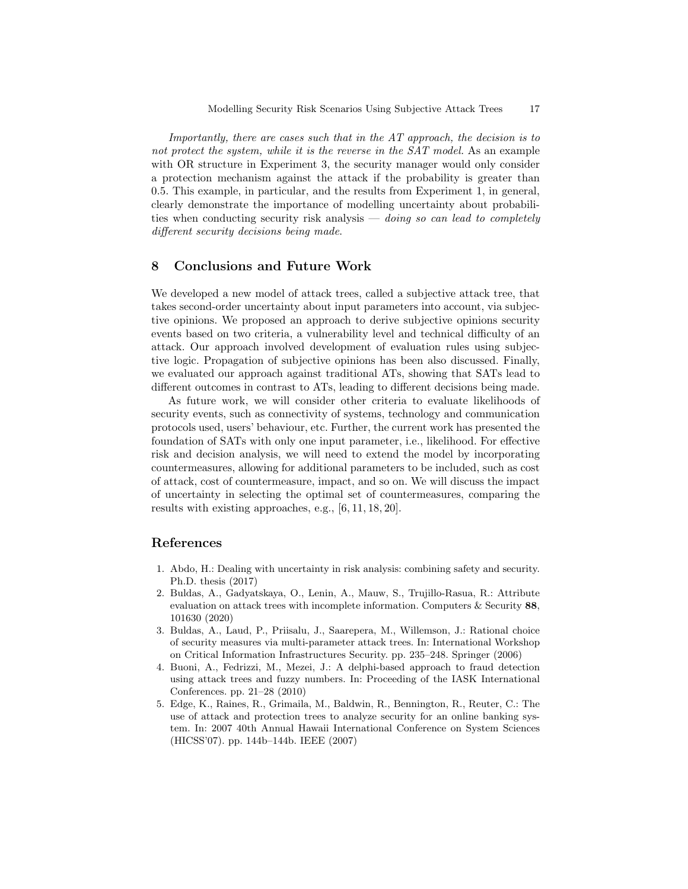*Importantly, there are cases such that in the AT approach, the decision is to not protect the system, while it is the reverse in the SAT model.* As an example with OR structure in Experiment 3, the security manager would only consider a protection mechanism against the attack if the probability is greater than 0.5. This example, in particular, and the results from Experiment 1, in general, clearly demonstrate the importance of modelling uncertainty about probabilities when conducting security risk analysis — *doing so can lead to completely different security decisions being made.*

## 8 Conclusions and Future Work

We developed a new model of attack trees, called a subjective attack tree, that takes second-order uncertainty about input parameters into account, via subjective opinions. We proposed an approach to derive subjective opinions security events based on two criteria, a vulnerability level and technical difficulty of an attack. Our approach involved development of evaluation rules using subjective logic. Propagation of subjective opinions has been also discussed. Finally, we evaluated our approach against traditional ATs, showing that SATs lead to different outcomes in contrast to ATs, leading to different decisions being made.

As future work, we will consider other criteria to evaluate likelihoods of security events, such as connectivity of systems, technology and communication protocols used, users' behaviour, etc. Further, the current work has presented the foundation of SATs with only one input parameter, i.e., likelihood. For effective risk and decision analysis, we will need to extend the model by incorporating countermeasures, allowing for additional parameters to be included, such as cost of attack, cost of countermeasure, impact, and so on. We will discuss the impact of uncertainty in selecting the optimal set of countermeasures, comparing the results with existing approaches, e.g., [6, 11, 18, 20].

## References

1. Abdo, H.: Dealing with uncertainty in risk analysis: combining safety and security. Ph.D. thesis (2017)
2. Buldas, A., Gadyatskaya, O., Lenin, A., Mauw, S., Trujillo-Rasua, R.: Attribute evaluation on attack trees with incomplete information. Computers & Security **88**, 101630 (2020)
3. Buldas, A., Laud, P., Priisalu, J., Saarepera, M., Willemson, J.: Rational choice of security measures via multi-parameter attack trees. In: International Workshop on Critical Information Infrastructures Security. pp. 235–248. Springer (2006)
4. Buoni, A., Fedrizzi, M., Mezei, J.: A delphi-based approach to fraud detection using attack trees and fuzzy numbers. In: Proceeding of the IASK International Conferences. pp. 21–28 (2010)
5. Edge, K., Raines, R., Grimaila, M., Baldwin, R., Bennington, R., Reuter, C.: The use of attack and protection trees to analyze security for an online banking system. In: 2007 40th Annual Hawaii International Conference on System Sciences (HICSS'07). pp. 144b–144b. IEEE (2007)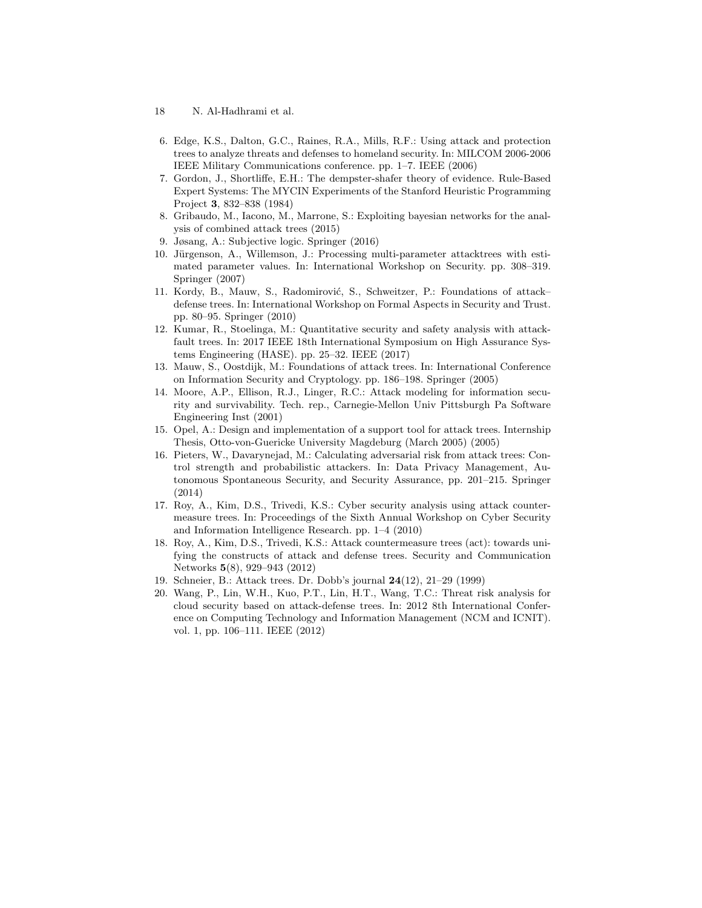6. Edge, K.S., Dalton, G.C., Raines, R.A., Mills, R.F.: Using attack and protection trees to analyze threats and defenses to homeland security. In: MILCOM 2006-2006 IEEE Military Communications conference. pp. 1–7. IEEE (2006)
7. Gordon, J., Shortliffe, E.H.: The dempster-shafer theory of evidence. Rule-Based Expert Systems: The MYCIN Experiments of the Stanford Heuristic Programming Project **3**, 832–838 (1984)
8. Gribaudo, M., Iacono, M., Marrone, S.: Exploiting bayesian networks for the analysis of combined attack trees (2015)
9. Jøsang, A.: Subjective logic. Springer (2016)
10. Jürgenson, A., Willemson, J.: Processing multi-parameter attacktrees with estimated parameter values. In: International Workshop on Security. pp. 308–319. Springer (2007)
11. Kordy, B., Mauw, S., Radomirović, S., Schweitzer, P.: Foundations of attack–defense trees. In: International Workshop on Formal Aspects in Security and Trust. pp. 80–95. Springer (2010)
12. Kumar, R., Stoelinga, M.: Quantitative security and safety analysis with attack-fault trees. In: 2017 IEEE 18th International Symposium on High Assurance Systems Engineering (HASE). pp. 25–32. IEEE (2017)
13. Mauw, S., Oostdijk, M.: Foundations of attack trees. In: International Conference on Information Security and Cryptology. pp. 186–198. Springer (2005)
14. Moore, A.P., Ellison, R.J., Linger, R.C.: Attack modeling for information security and survivability. Tech. rep., Carnegie-Mellon Univ Pittsburgh Pa Software Engineering Inst (2001)
15. Opel, A.: Design and implementation of a support tool for attack trees. Internship Thesis, Otto-von-Guericke University Magdeburg (March 2005) (2005)
16. Pieters, W., Davarynejad, M.: Calculating adversarial risk from attack trees: Control strength and probabilistic attackers. In: Data Privacy Management, Autonomous Spontaneous Security, and Security Assurance, pp. 201–215. Springer (2014)
17. Roy, A., Kim, D.S., Trivedi, K.S.: Cyber security analysis using attack countermeasure trees. In: Proceedings of the Sixth Annual Workshop on Cyber Security and Information Intelligence Research. pp. 1–4 (2010)
18. Roy, A., Kim, D.S., Trivedi, K.S.: Attack countermeasure trees (act): towards unifying the constructs of attack and defense trees. Security and Communication Networks **5**(8), 929–943 (2012)
19. Schneier, B.: Attack trees. Dr. Dobb's journal **24**(12), 21–29 (1999)
20. Wang, P., Lin, W.H., Kuo, P.T., Lin, H.T., Wang, T.C.: Threat risk analysis for cloud security based on attack-defense trees. In: 2012 8th International Conference on Computing Technology and Information Management (NCM and ICNIT). vol. 1, pp. 106–111. IEEE (2012)